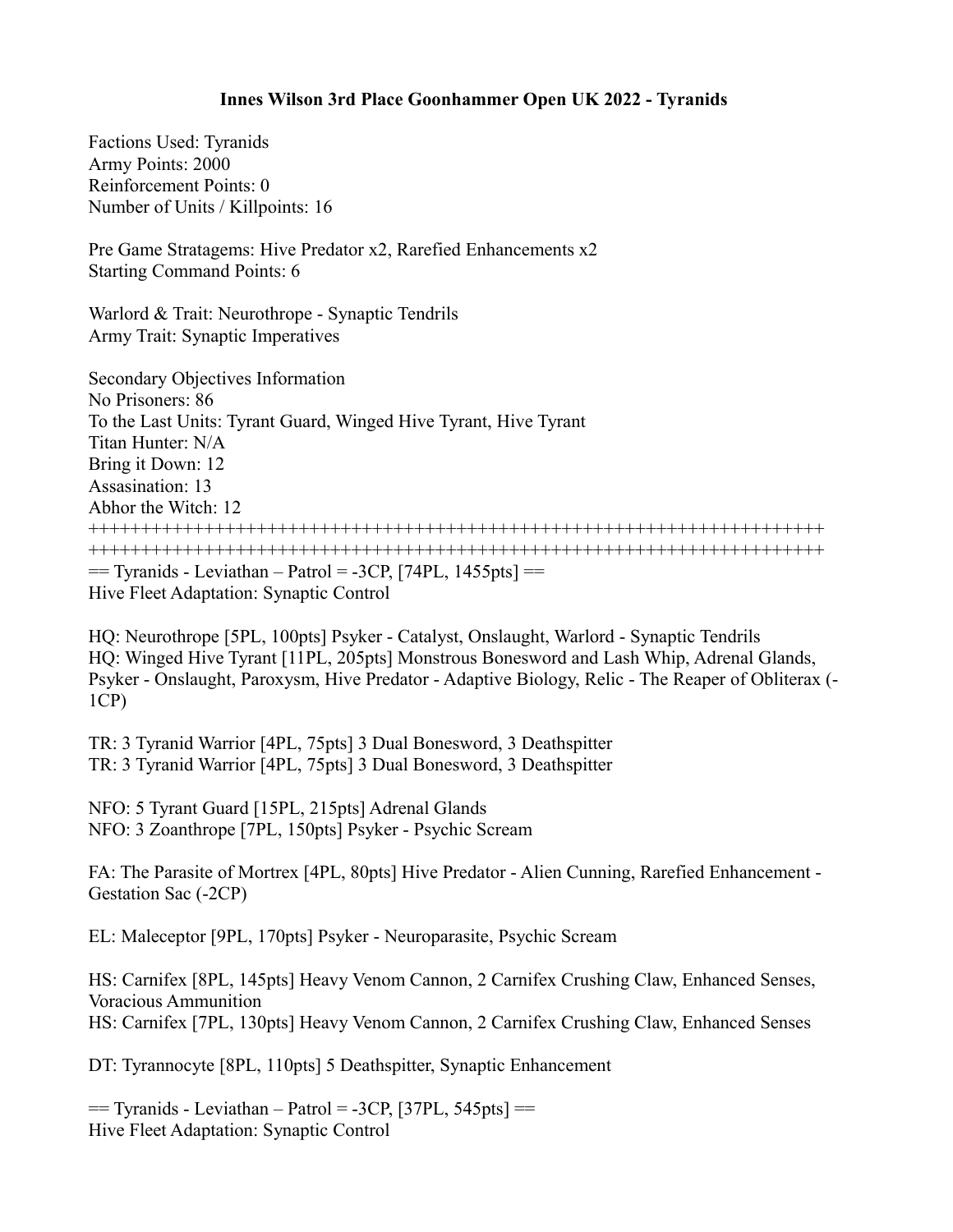**Innes Wilson 3rd Place Goonhammer Open UK 2022 - Tyranids**

Factions Used: Tyranids
Army Points: 2000
Reinforcement Points: 0
Number of Units / Killpoints: 16

Pre Game Stratagems: Hive Predator x2, Rarefied Enhancements x2
Starting Command Points: 6

Warlord & Trait: Neurothrope - Synaptic Tendrils
Army Trait: Synaptic Imperatives

Secondary Objectives Information
No Prisoners: 86
To the Last Units: Tyrant Guard, Winged Hive Tyrant, Hive Tyrant
Titan Hunter: N/A
Bring it Down: 12
Assasination: 13
Abhor the Witch: 12
++++++++++++++++++++++++++++++++++++++++++++++++++++++++++++++++++++++++
++++++++++++++++++++++++++++++++++++++++++++++++++++++++++++++++++++++++
== Tyranids - Leviathan – Patrol = -3CP, [74PL, 1455pts] ==
Hive Fleet Adaptation: Synaptic Control

HQ: Neurothrope [5PL, 100pts] Psyker - Catalyst, Onslaught, Warlord - Synaptic Tendrils
HQ: Winged Hive Tyrant [11PL, 205pts] Monstrous Bonesword and Lash Whip, Adrenal Glands, Psyker - Onslaught, Paroxysm, Hive Predator - Adaptive Biology, Relic - The Reaper of Obliterax (-1CP)

TR: 3 Tyranid Warrior [4PL, 75pts] 3 Dual Bonesword, 3 Deathspitter
TR: 3 Tyranid Warrior [4PL, 75pts] 3 Dual Bonesword, 3 Deathspitter

NFO: 5 Tyrant Guard [15PL, 215pts] Adrenal Glands
NFO: 3 Zoanthrope [7PL, 150pts] Psyker - Psychic Scream

FA: The Parasite of Mortrex [4PL, 80pts] Hive Predator - Alien Cunning, Rarefied Enhancement - Gestation Sac (-2CP)

EL: Maleceptor [9PL, 170pts] Psyker - Neuroparasite, Psychic Scream

HS: Carnifex [8PL, 145pts] Heavy Venom Cannon, 2 Carnifex Crushing Claw, Enhanced Senses, Voracious Ammunition
HS: Carnifex [7PL, 130pts] Heavy Venom Cannon, 2 Carnifex Crushing Claw, Enhanced Senses

DT: Tyrannocyte [8PL, 110pts] 5 Deathspitter, Synaptic Enhancement

== Tyranids - Leviathan – Patrol = -3CP, [37PL, 545pts] ==
Hive Fleet Adaptation: Synaptic Control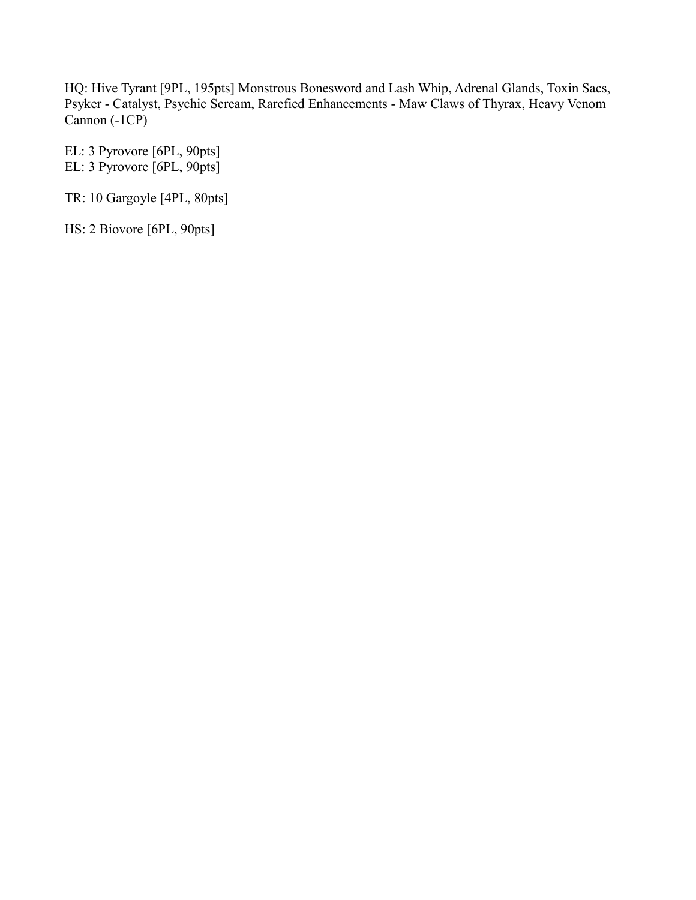HQ: Hive Tyrant [9PL, 195pts] Monstrous Bonesword and Lash Whip, Adrenal Glands, Toxin Sacs, Psyker - Catalyst, Psychic Scream, Rarefied Enhancements - Maw Claws of Thyrax, Heavy Venom Cannon (-1CP)

EL: 3 Pyrovore [6PL, 90pts]
EL: 3 Pyrovore [6PL, 90pts]

TR: 10 Gargoyle [4PL, 80pts]

HS: 2 Biovore [6PL, 90pts]